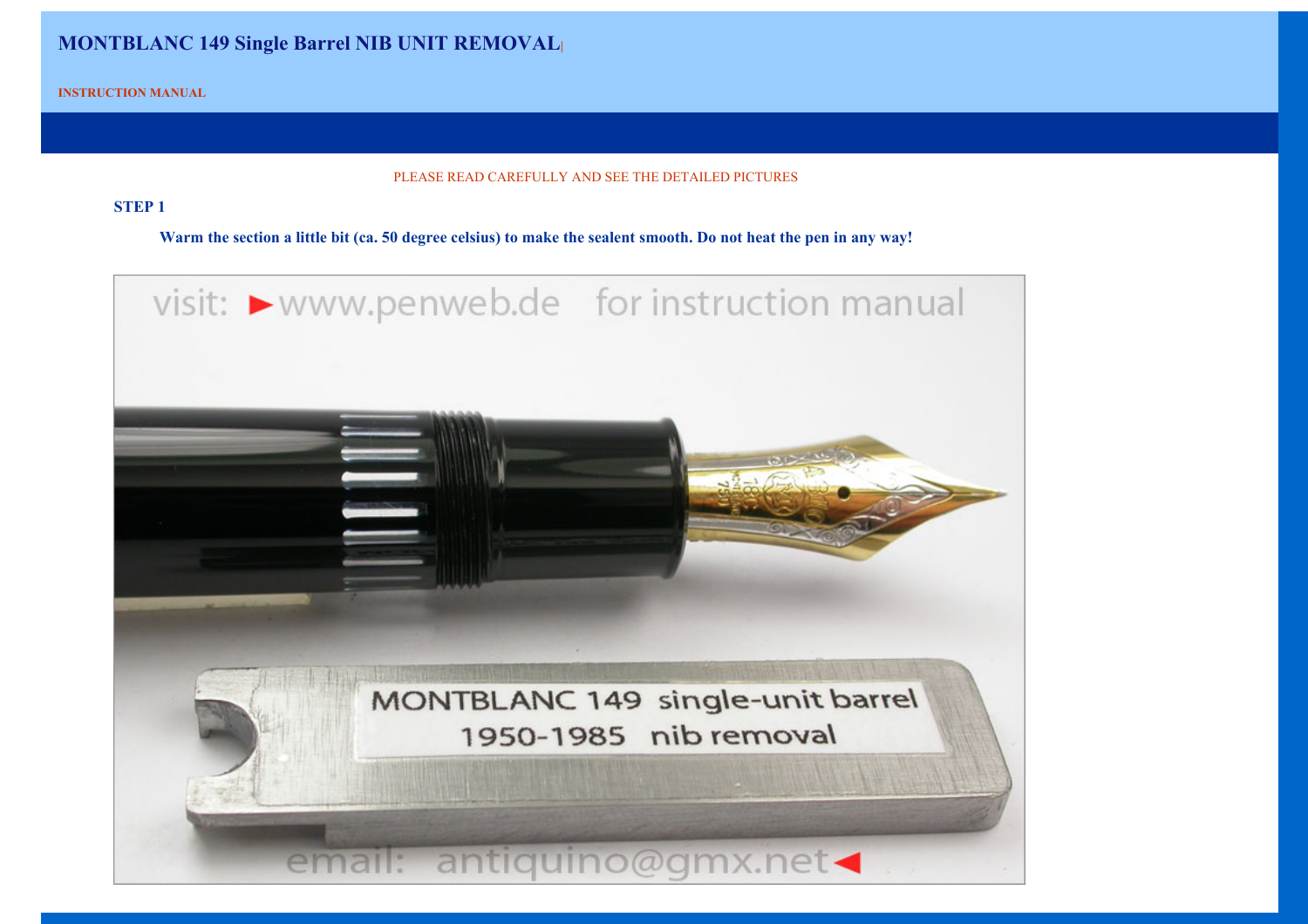# MONTBLANC 149 Single Barrel NIB UNIT REMOVAL

**INSTRUCTION MANUAL**

PLEASE READ CAREFULLY AND SEE THE DETAILED PICTURES

**STEP 1**

**Warm the section a little bit (ca. 50 degree celsius) to make the sealent smooth. Do not heat the pen in any way!**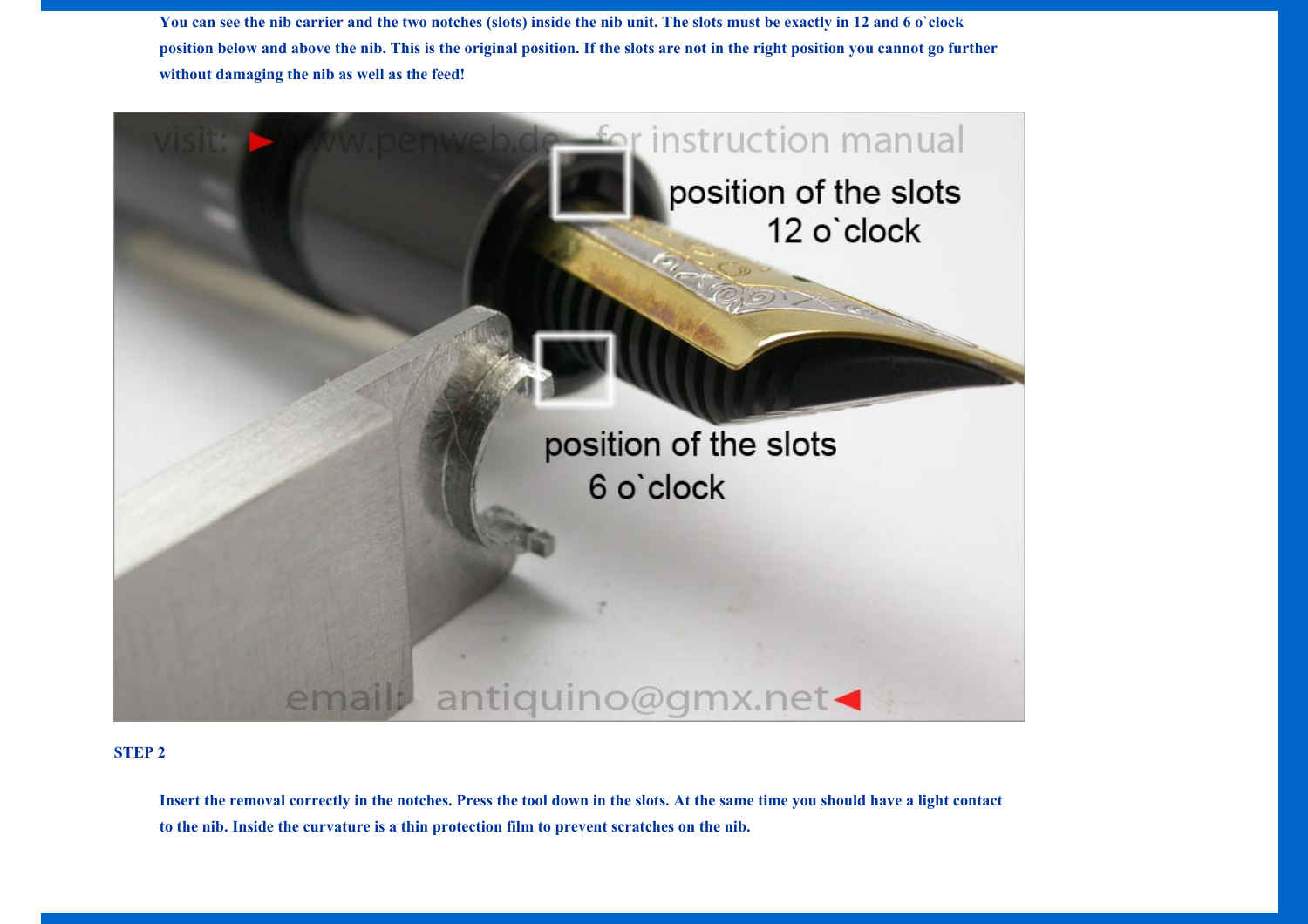**You can see the nib carrier and the two notches (slots) inside the nib unit. The slots must be exactly in 12 and 6 o`clock position below and above the nib. This is the original position. If the slots are not in the right position you cannot go further without damaging the nib as well as the feed!**

**STEP 2**

**Insert the removal correctly in the notches. Press the tool down in the slots. At the same time you should have a light contact to the nib. Inside the curvature is a thin protection film to prevent scratches on the nib.**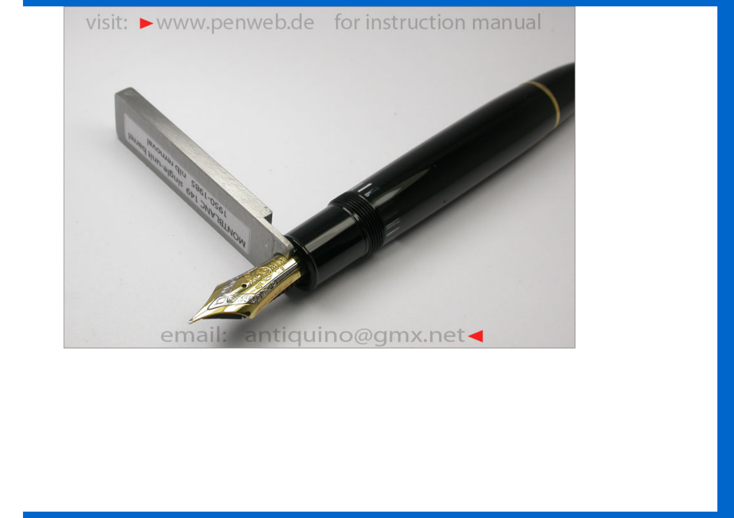visit: ►www.penweb.de for instruction manual

email: antiquino@gmx.net◄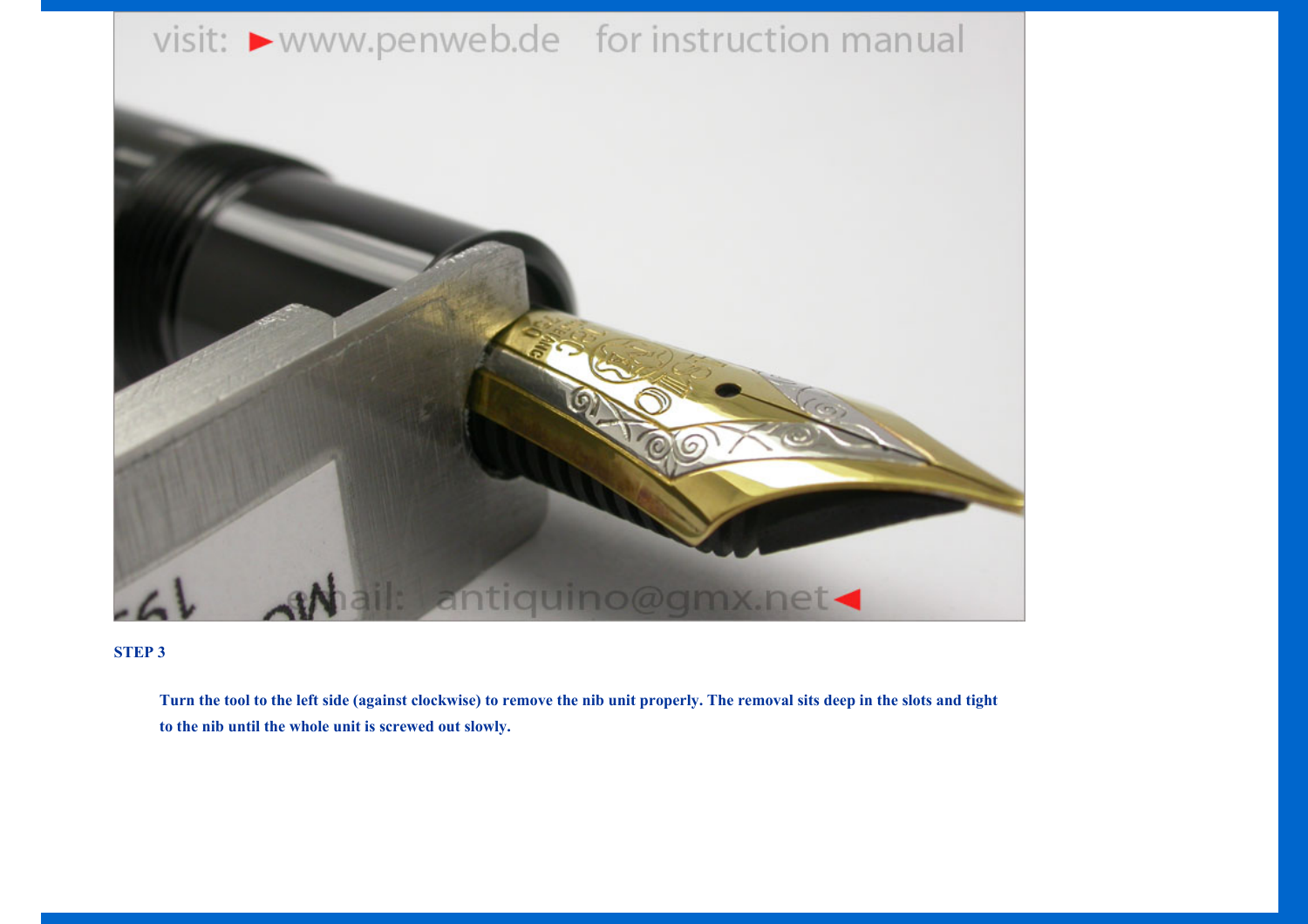**STEP 3**

**Turn the tool to the left side (against clockwise) to remove the nib unit properly. The removal sits deep in the slots and tight to the nib until the whole unit is screwed out slowly.**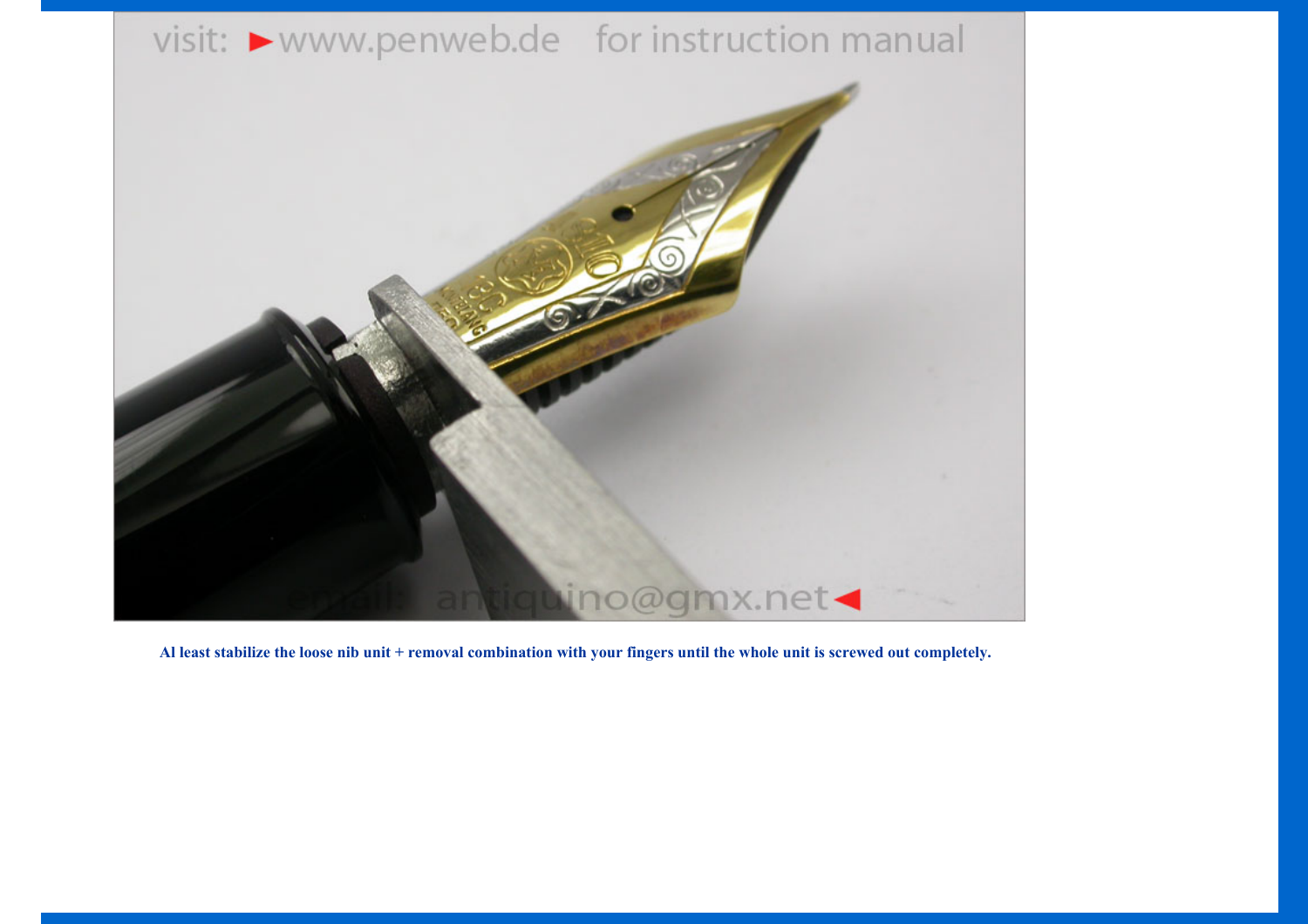**Al least stabilize the loose nib unit + removal combination with your fingers until the whole unit is screwed out completely.**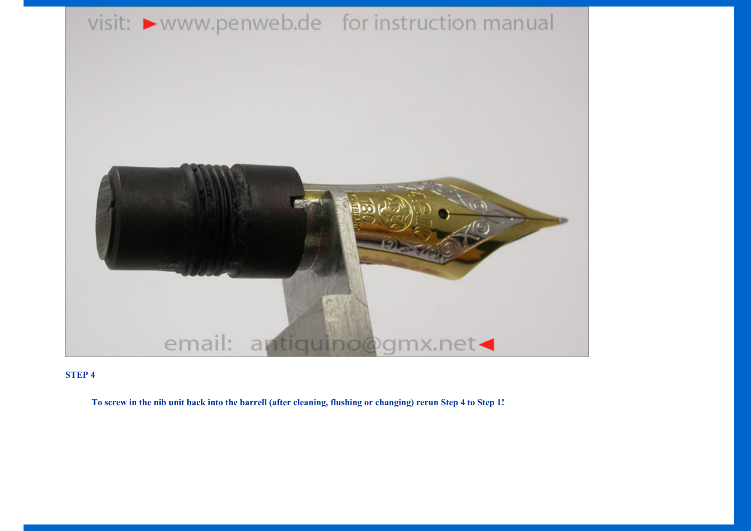**STEP 4**

**To screw in the nib unit back into the barrell (after cleaning, flushing or changing) rerun Step 4 to Step 1!**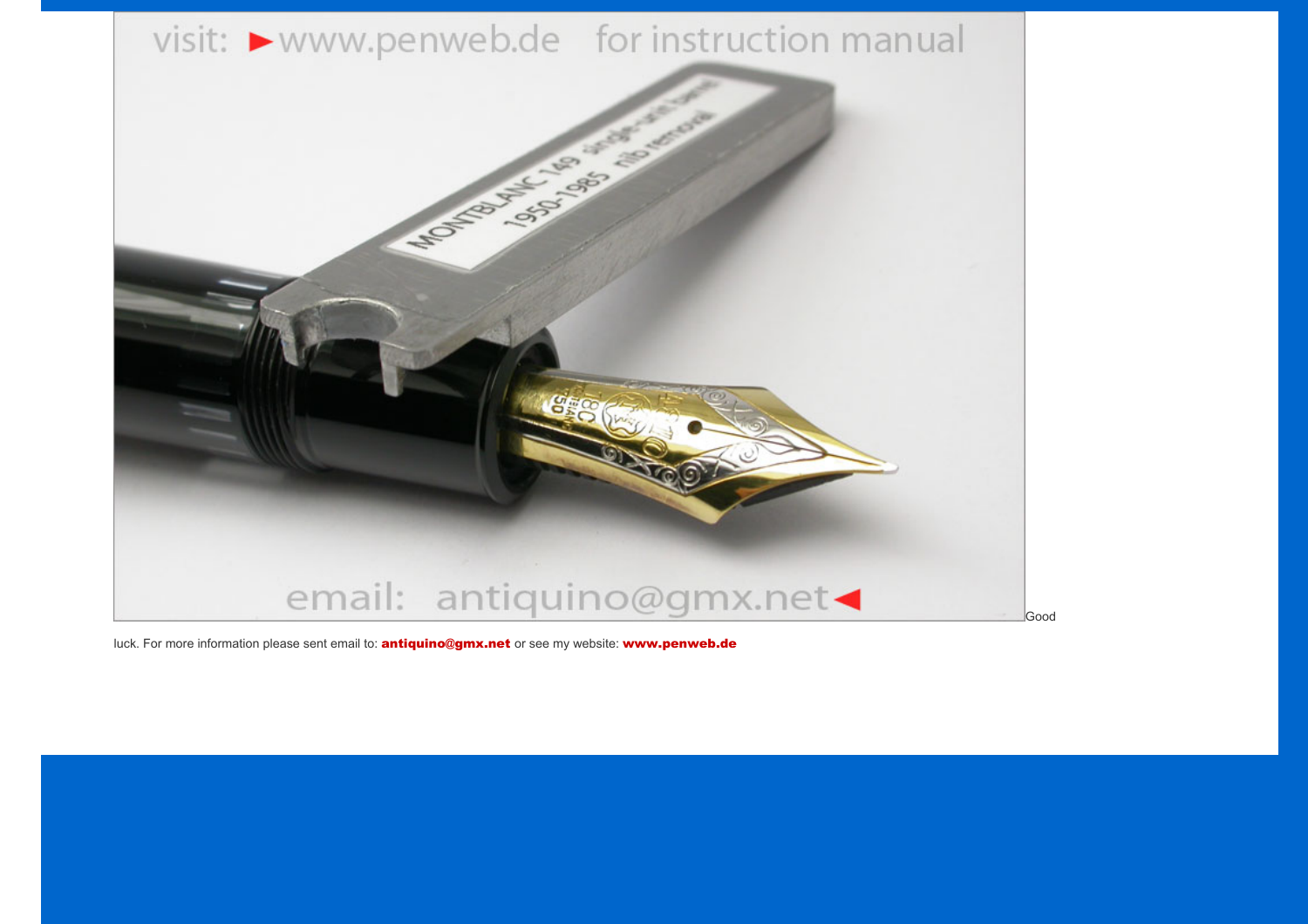Good luck. For more information please sent email to: **antiquino@gmx.net** or see my website: **www.penweb.de**